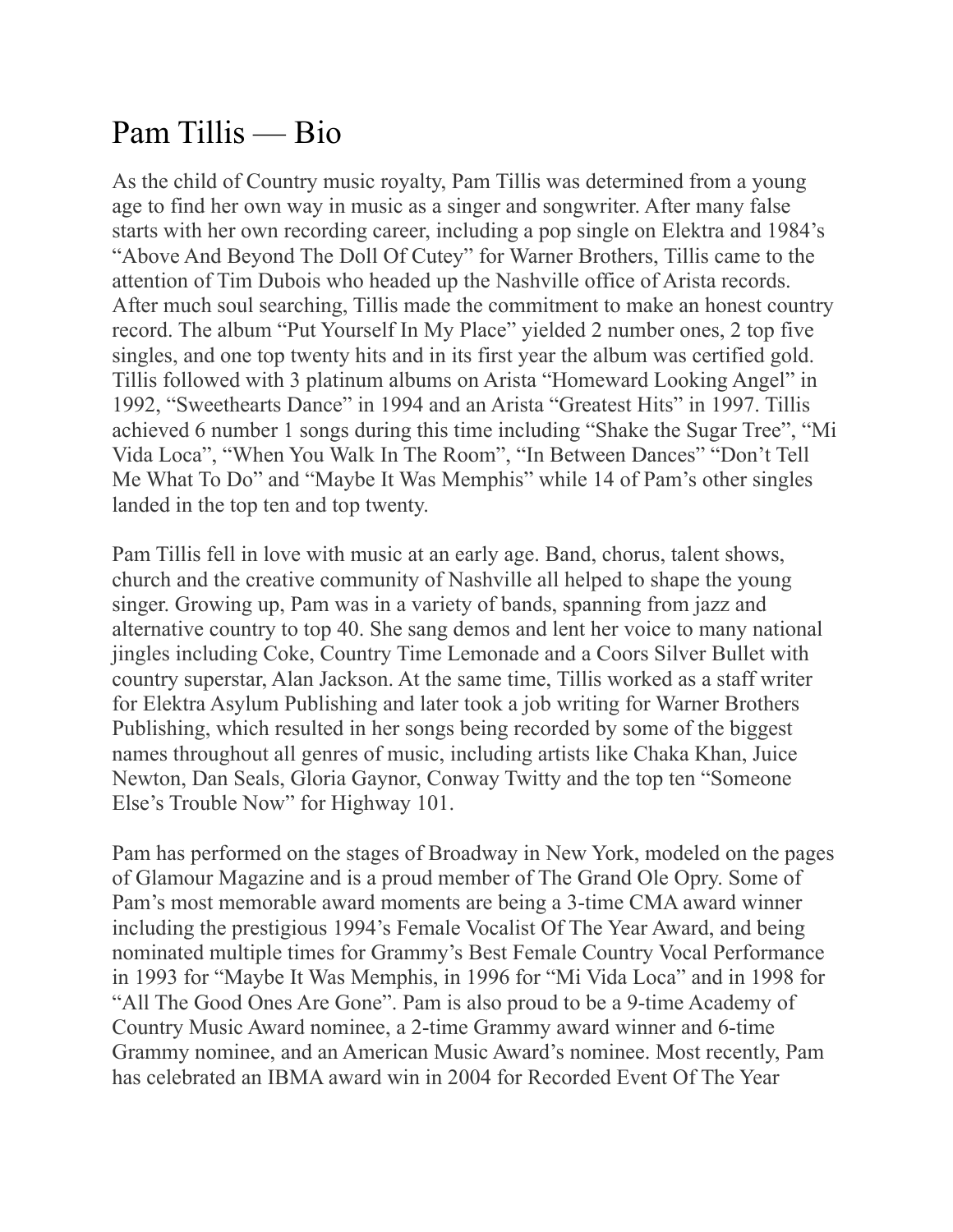# Pam Tillis — Bio

As the child of Country music royalty, Pam Tillis was determined from a young age to find her own way in music as a singer and songwriter. After many false starts with her own recording career, including a pop single on Elektra and 1984's "Above And Beyond The Doll Of Cutey" for Warner Brothers, Tillis came to the attention of Tim Dubois who headed up the Nashville office of Arista records. After much soul searching, Tillis made the commitment to make an honest country record. The album "Put Yourself In My Place" yielded 2 number ones, 2 top five singles, and one top twenty hits and in its first year the album was certified gold. Tillis followed with 3 platinum albums on Arista "Homeward Looking Angel" in 1992, "Sweethearts Dance" in 1994 and an Arista "Greatest Hits" in 1997. Tillis achieved 6 number 1 songs during this time including "Shake the Sugar Tree", "Mi Vida Loca", "When You Walk In The Room", "In Between Dances" "Don't Tell Me What To Do" and "Maybe It Was Memphis" while 14 of Pam's other singles landed in the top ten and top twenty.

Pam Tillis fell in love with music at an early age. Band, chorus, talent shows, church and the creative community of Nashville all helped to shape the young singer. Growing up, Pam was in a variety of bands, spanning from jazz and alternative country to top 40. She sang demos and lent her voice to many national jingles including Coke, Country Time Lemonade and a Coors Silver Bullet with country superstar, Alan Jackson. At the same time, Tillis worked as a staff writer for Elektra Asylum Publishing and later took a job writing for Warner Brothers Publishing, which resulted in her songs being recorded by some of the biggest names throughout all genres of music, including artists like Chaka Khan, Juice Newton, Dan Seals, Gloria Gaynor, Conway Twitty and the top ten "Someone Else's Trouble Now" for Highway 101.

Pam has performed on the stages of Broadway in New York, modeled on the pages of Glamour Magazine and is a proud member of The Grand Ole Opry. Some of Pam's most memorable award moments are being a 3-time CMA award winner including the prestigious 1994's Female Vocalist Of The Year Award, and being nominated multiple times for Grammy's Best Female Country Vocal Performance in 1993 for "Maybe It Was Memphis, in 1996 for "Mi Vida Loca" and in 1998 for "All The Good Ones Are Gone". Pam is also proud to be a 9-time Academy of Country Music Award nominee, a 2-time Grammy award winner and 6-time Grammy nominee, and an American Music Award's nominee. Most recently, Pam has celebrated an IBMA award win in 2004 for Recorded Event Of The Year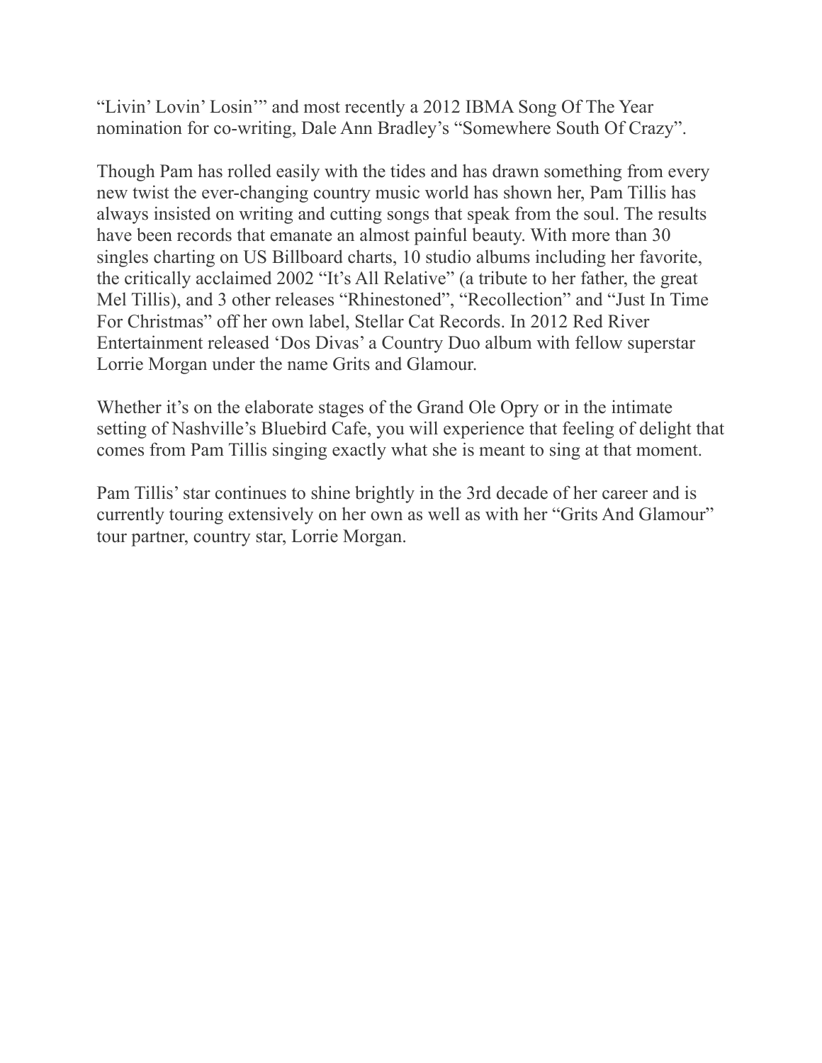"Livin' Lovin' Losin'" and most recently a 2012 IBMA Song Of The Year nomination for co-writing, Dale Ann Bradley's "Somewhere South Of Crazy".

Though Pam has rolled easily with the tides and has drawn something from every new twist the ever-changing country music world has shown her, Pam Tillis has always insisted on writing and cutting songs that speak from the soul. The results have been records that emanate an almost painful beauty. With more than 30 singles charting on US Billboard charts, 10 studio albums including her favorite, the critically acclaimed 2002 "It's All Relative" (a tribute to her father, the great Mel Tillis), and 3 other releases "Rhinestoned", "Recollection" and "Just In Time For Christmas" off her own label, Stellar Cat Records. In 2012 Red River Entertainment released 'Dos Divas' a Country Duo album with fellow superstar Lorrie Morgan under the name Grits and Glamour.

Whether it's on the elaborate stages of the Grand Ole Opry or in the intimate setting of Nashville's Bluebird Cafe, you will experience that feeling of delight that comes from Pam Tillis singing exactly what she is meant to sing at that moment.

Pam Tillis' star continues to shine brightly in the 3rd decade of her career and is currently touring extensively on her own as well as with her "Grits And Glamour" tour partner, country star, Lorrie Morgan.